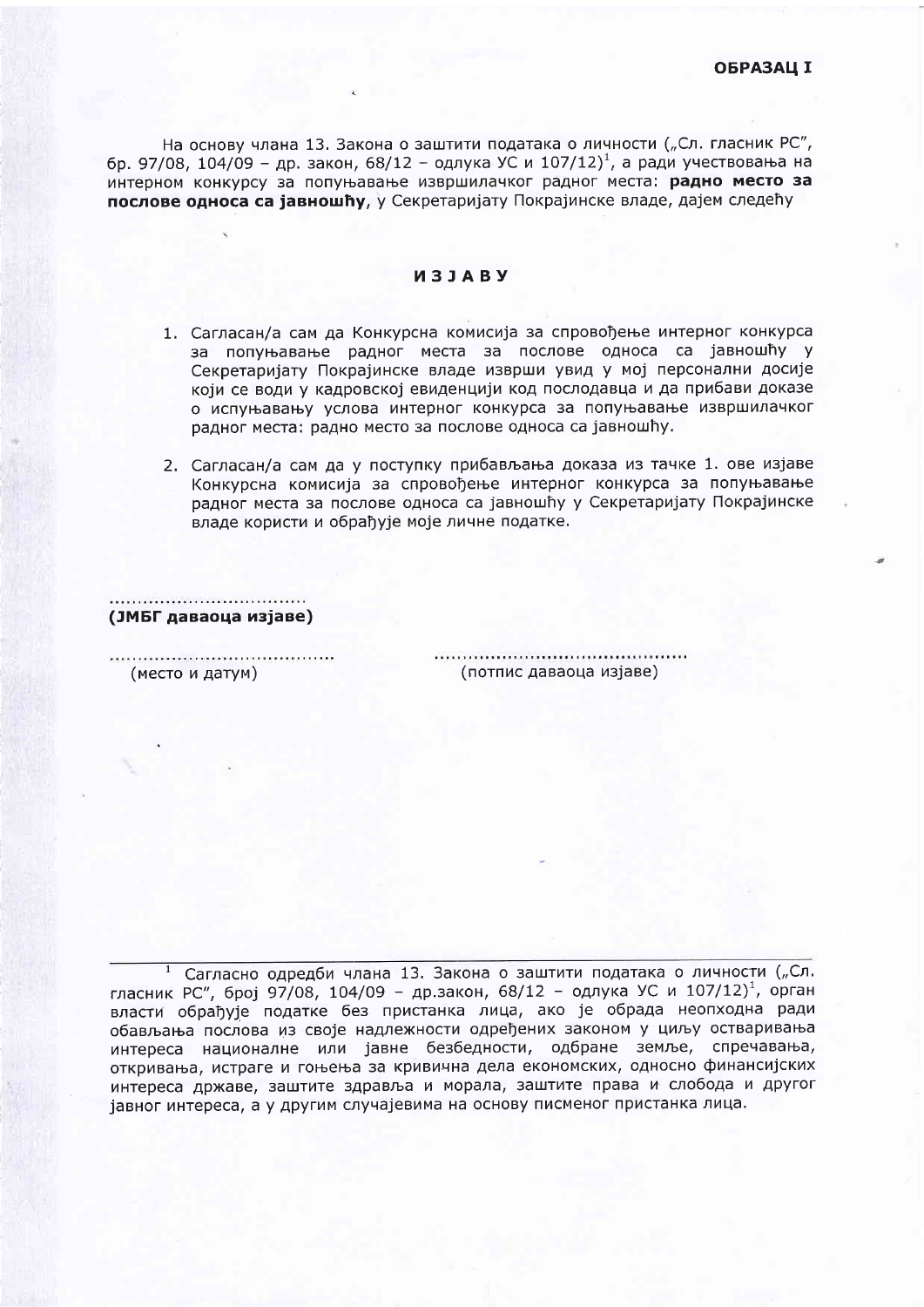**ОБРАЗАЦ I**

На основу члана 13. Закона о заштити података о личности („Сл. гласник РС", бр. 97/08, 104/09 – др. закон, 68/12 – одлука УС и 107/12)[1], а ради учествовања на интерном конкурсу за попуњавање извршилачког радног места: **радно место за послове односа са јавношћу**, у Секретаријату Покрајинске владе, дајем следећу

**ИЗЈАВУ**

1. Сагласан/а сам да Конкурсна комисија за спровођење интерног конкурса за попуњавање радног места за послове односа са јавношћу у Секретаријату Покрајинске владе изврши увид у мој персонални досије који се води у кадровској евиденцији код послодавца и да прибави доказе о испуњавању услова интерног конкурса за попуњавање извршилачког радног места: радно место за послове односа са јавношћу.

2. Сагласан/а сам да у поступку прибављања доказа из тачке 1. ове изјаве Конкурсна комисија за спровођење интерног конкурса за попуњавање радног места за послове односа са јавношћу у Секретаријату Покрајинске владе користи и обрађује моје личне податке.

..................................
**(ЈМБГ даваоца изјаве)**

........................................ (место и датум)

............................................ (потпис даваоца изјаве)

---

[1] Сагласно одредби члана 13. Закона о заштити података о личности („Сл. гласник РС", број 97/08, 104/09 – др.закон, 68/12 – одлука УС и 107/12)[1], орган власти обрађује податке без пристанка лица, ако је обрада неопходна ради обављања послова из своје надлежности одређених законом у циљу остваривања интереса националне или јавне безбедности, одбране земље, спречавања, откривања, истраге и гоњења за кривична дела економских, односно финансијских интереса државе, заштите здравља и морала, заштите права и слобода и другог јавног интереса, а у другим случајевима на основу писменог пристанка лица.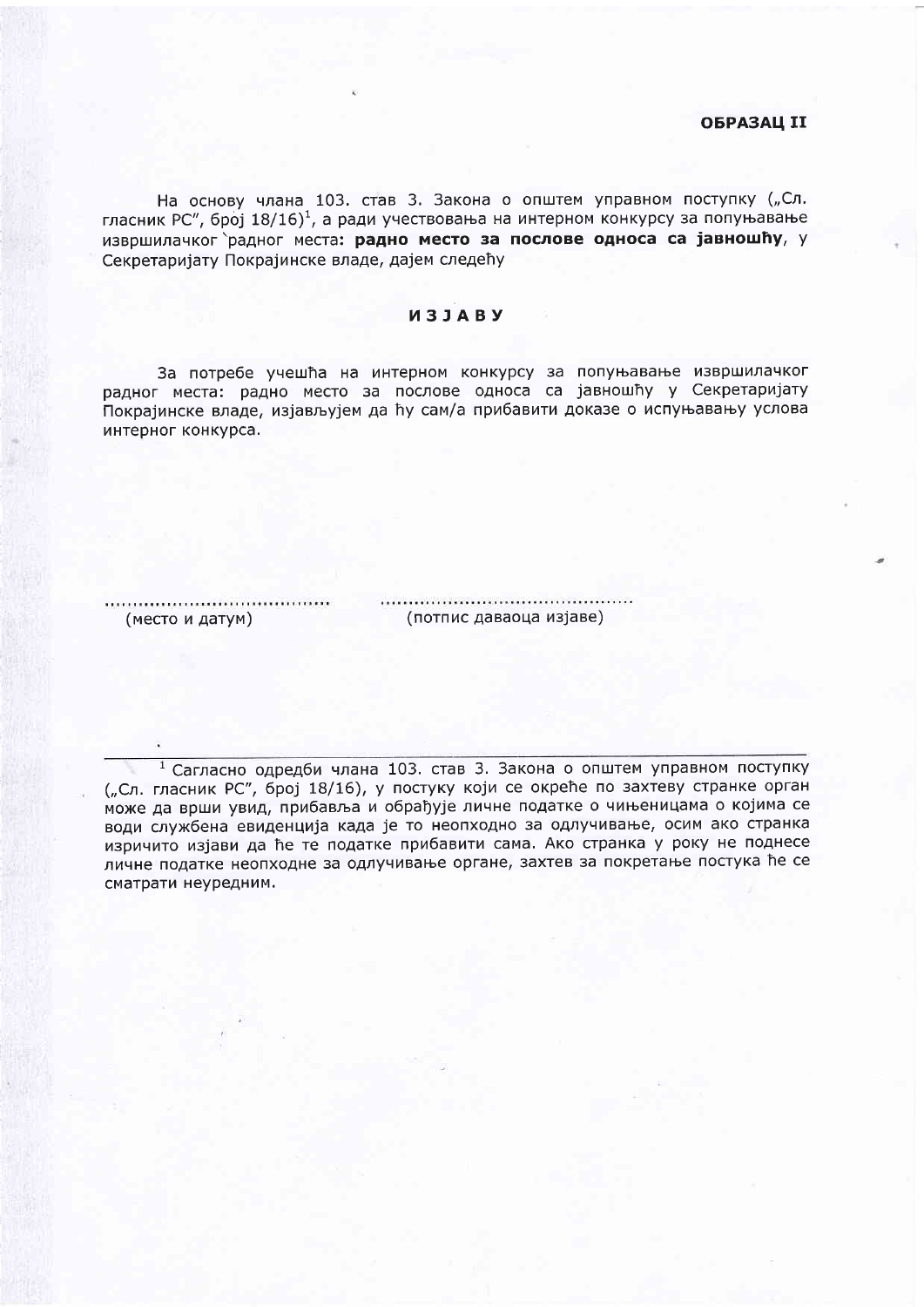**ОБРАЗАЦ II**

На основу члана 103. став 3. Закона о општем управном поступку („Сл. гласник РС", број 18/16)[1], а ради учествовања на интерном конкурсу за попуњавање извршилачког радног места: **радно место за послове односа са јавношћу**, у Секретаријату Покрајинске владе, дајем следећу

# **ИЗЈАВУ**

За потребе учешћа на интерном конкурсу за попуњавање извршилачког радног места: радно место за послове односа са јавношћу у Секретаријату Покрајинске владе, изјављујем да ћу сам/а прибавити доказе о испуњавању услова интерног конкурса.

.......................................
(место и датум)

.............................................
(потпис даваоца изјаве)

---

[1] Сагласно одредби члана 103. став 3. Закона о општем управном поступку („Сл. гласник РС", број 18/16), у постуку који се окреће по захтеву странке орган може да врши увид, прибавља и обрађује личне податке о чињеницама о којима се води службена евиденција када је то неопходно за одлучивање, осим ако странка изричито изјави да ће те податке прибавити сама. Ако странка у року не поднесе личне податке неопходне за одлучивање органе, захтев за покретање постука ће се сматрати неуредним.